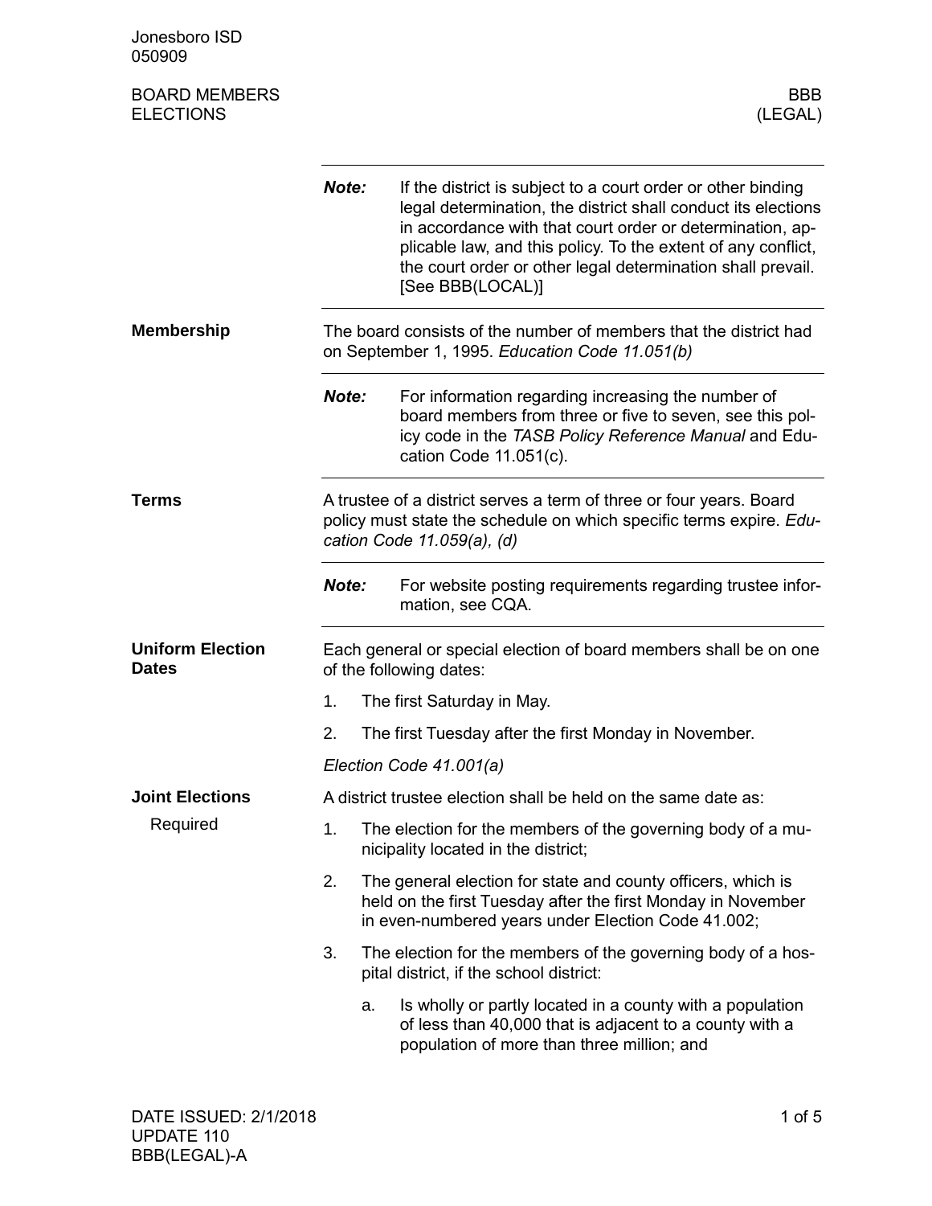Jonesboro ISD
050909

BOARD MEMBERS
ELECTIONS

BBB
(LEGAL)

**Note:** If the district is subject to a court order or other binding legal determination, the district shall conduct its elections in accordance with that court order or determination, applicable law, and this policy. To the extent of any conflict, the court order or other legal determination shall prevail. [See BBB(LOCAL)]

## Membership

The board consists of the number of members that the district had on September 1, 1995. *Education Code 11.051(b)*

**Note:** For information regarding increasing the number of board members from three or five to seven, see this policy code in the *TASB Policy Reference Manual* and Education Code 11.051(c).

## Terms

A trustee of a district serves a term of three or four years. Board policy must state the schedule on which specific terms expire. *Education Code 11.059(a), (d)*

**Note:** For website posting requirements regarding trustee information, see CQA.

## Uniform Election Dates

Each general or special election of board members shall be on one of the following dates:

1. The first Saturday in May.
2. The first Tuesday after the first Monday in November.

*Election Code 41.001(a)*

## Joint Elections

### Required

A district trustee election shall be held on the same date as:

1. The election for the members of the governing body of a municipality located in the district;
2. The general election for state and county officers, which is held on the first Tuesday after the first Monday in November in even-numbered years under Election Code 41.002;
3. The election for the members of the governing body of a hospital district, if the school district:
   a. Is wholly or partly located in a county with a population of less than 40,000 that is adjacent to a county with a population of more than three million; and

DATE ISSUED: 2/1/2018
UPDATE 110
BBB(LEGAL)-A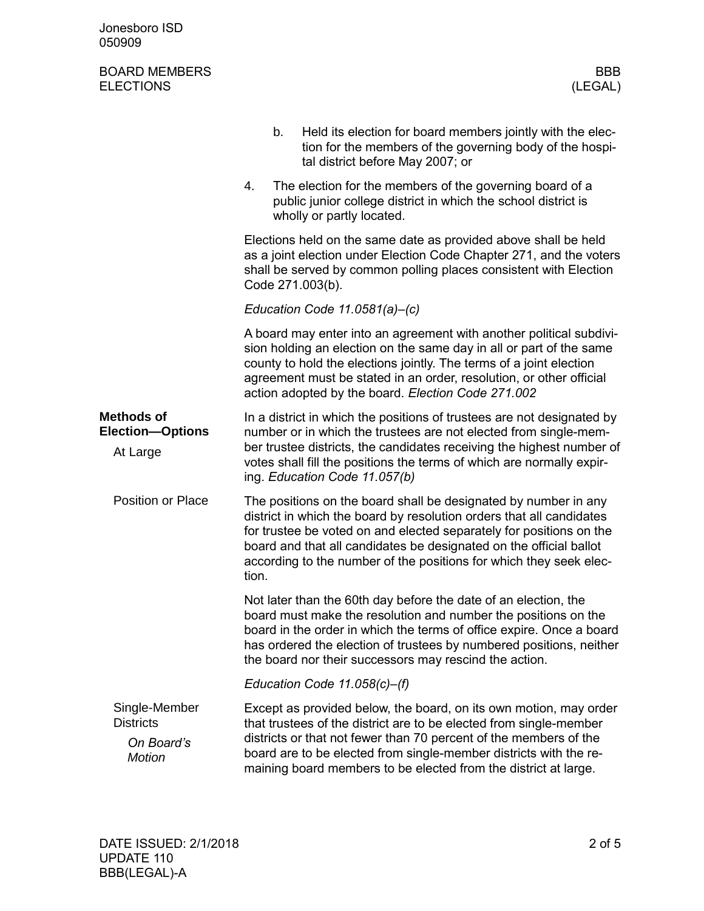b. Held its election for board members jointly with the election for the members of the governing body of the hospital district before May 2007; or

4. The election for the members of the governing board of a public junior college district in which the school district is wholly or partly located.

Elections held on the same date as provided above shall be held as a joint election under Election Code Chapter 271, and the voters shall be served by common polling places consistent with Election Code 271.003(b).

*Education Code 11.0581(a)–(c)*

A board may enter into an agreement with another political subdivision holding an election on the same day in all or part of the same county to hold the elections jointly. The terms of a joint election agreement must be stated in an order, resolution, or other official action adopted by the board. *Election Code 271.002*

## Methods of Election—Options

### At Large

In a district in which the positions of trustees are not designated by number or in which the trustees are not elected from single-member trustee districts, the candidates receiving the highest number of votes shall fill the positions the terms of which are normally expiring. *Education Code 11.057(b)*

### Position or Place

The positions on the board shall be designated by number in any district in which the board by resolution orders that all candidates for trustee be voted on and elected separately for positions on the board and that all candidates be designated on the official ballot according to the number of the positions for which they seek election.

Not later than the 60th day before the date of an election, the board must make the resolution and number the positions on the board in the order in which the terms of office expire. Once a board has ordered the election of trustees by numbered positions, neither the board nor their successors may rescind the action.

*Education Code 11.058(c)–(f)*

### Single-Member Districts

#### *On Board's Motion*

Except as provided below, the board, on its own motion, may order that trustees of the district are to be elected from single-member districts or that not fewer than 70 percent of the members of the board are to be elected from single-member districts with the remaining board members to be elected from the district at large.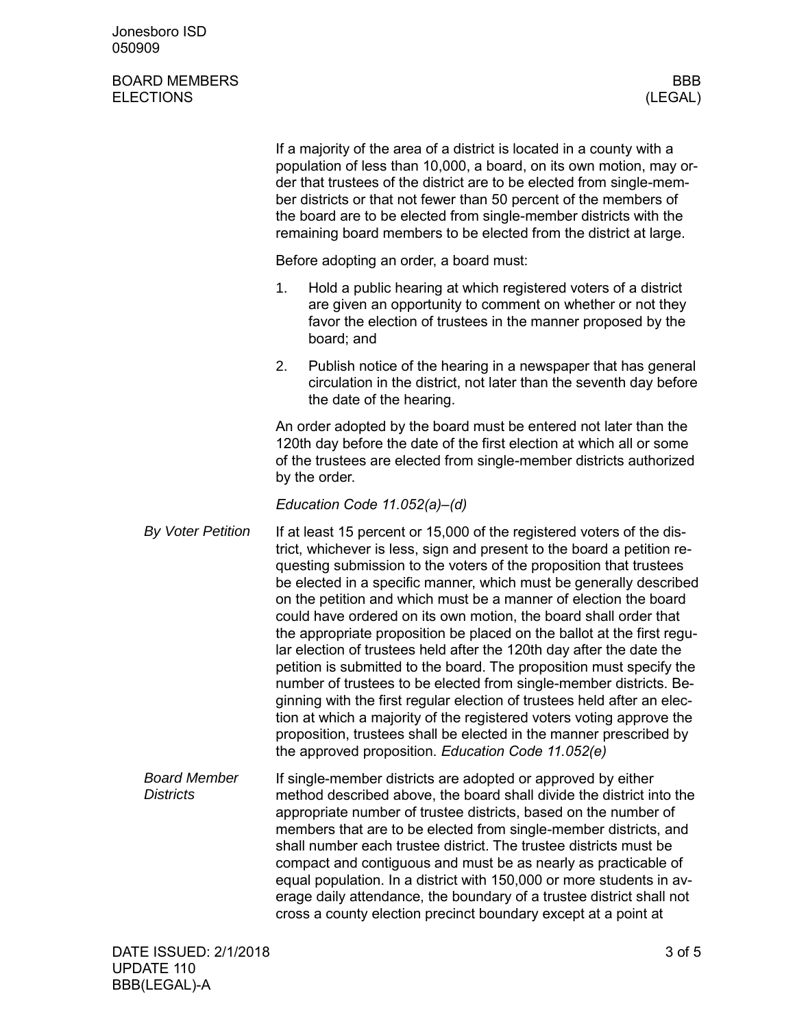If a majority of the area of a district is located in a county with a population of less than 10,000, a board, on its own motion, may order that trustees of the district are to be elected from single-member districts or that not fewer than 50 percent of the members of the board are to be elected from single-member districts with the remaining board members to be elected from the district at large.

Before adopting an order, a board must:

1. Hold a public hearing at which registered voters of a district are given an opportunity to comment on whether or not they favor the election of trustees in the manner proposed by the board; and
2. Publish notice of the hearing in a newspaper that has general circulation in the district, not later than the seventh day before the date of the hearing.

An order adopted by the board must be entered not later than the 120th day before the date of the first election at which all or some of the trustees are elected from single-member districts authorized by the order.

*Education Code 11.052(a)–(d)*

*By Voter Petition*

If at least 15 percent or 15,000 of the registered voters of the district, whichever is less, sign and present to the board a petition requesting submission to the voters of the proposition that trustees be elected in a specific manner, which must be generally described on the petition and which must be a manner of election the board could have ordered on its own motion, the board shall order that the appropriate proposition be placed on the ballot at the first regular election of trustees held after the 120th day after the date the petition is submitted to the board. The proposition must specify the number of trustees to be elected from single-member districts. Beginning with the first regular election of trustees held after an election at which a majority of the registered voters voting approve the proposition, trustees shall be elected in the manner prescribed by the approved proposition. *Education Code 11.052(e)*

*Board Member Districts*

If single-member districts are adopted or approved by either method described above, the board shall divide the district into the appropriate number of trustee districts, based on the number of members that are to be elected from single-member districts, and shall number each trustee district. The trustee districts must be compact and contiguous and must be as nearly as practicable of equal population. In a district with 150,000 or more students in average daily attendance, the boundary of a trustee district shall not cross a county election precinct boundary except at a point at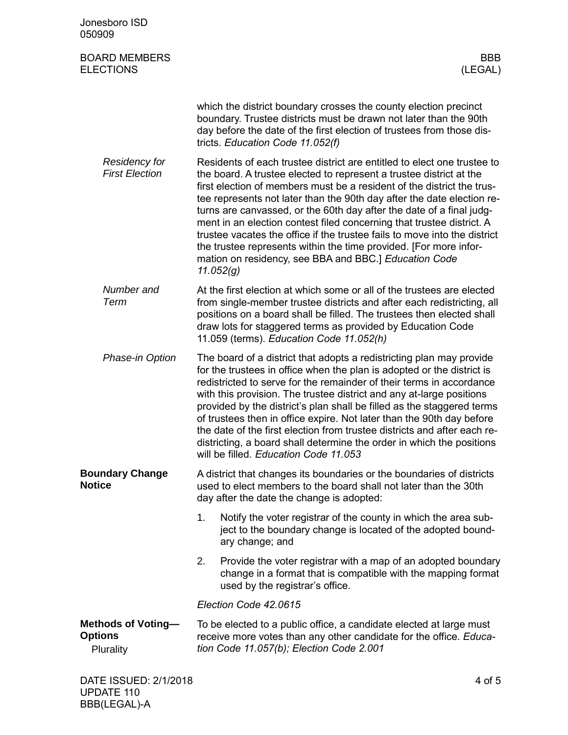which the district boundary crosses the county election precinct boundary. Trustee districts must be drawn not later than the 90th day before the date of the first election of trustees from those districts. *Education Code 11.052(f)*

*Residency for First Election*

Residents of each trustee district are entitled to elect one trustee to the board. A trustee elected to represent a trustee district at the first election of members must be a resident of the district the trustee represents not later than the 90th day after the date election returns are canvassed, or the 60th day after the date of a final judgment in an election contest filed concerning that trustee district. A trustee vacates the office if the trustee fails to move into the district the trustee represents within the time provided. [For more information on residency, see BBA and BBC.] *Education Code 11.052(g)*

*Number and Term*

At the first election at which some or all of the trustees are elected from single-member trustee districts and after each redistricting, all positions on a board shall be filled. The trustees then elected shall draw lots for staggered terms as provided by Education Code 11.059 (terms). *Education Code 11.052(h)*

*Phase-in Option*

The board of a district that adopts a redistricting plan may provide for the trustees in office when the plan is adopted or the district is redistricted to serve for the remainder of their terms in accordance with this provision. The trustee district and any at-large positions provided by the district's plan shall be filled as the staggered terms of trustees then in office expire. Not later than the 90th day before the date of the first election from trustee districts and after each redistricting, a board shall determine the order in which the positions will be filled. *Education Code 11.053*

**Boundary Change Notice**

A district that changes its boundaries or the boundaries of districts used to elect members to the board shall not later than the 30th day after the date the change is adopted:

1. Notify the voter registrar of the county in which the area subject to the boundary change is located of the adopted boundary change; and
2. Provide the voter registrar with a map of an adopted boundary change in a format that is compatible with the mapping format used by the registrar's office.

*Election Code 42.0615*

**Methods of Voting—Options**

Plurality

To be elected to a public office, a candidate elected at large must receive more votes than any other candidate for the office. *Education Code 11.057(b); Election Code 2.001*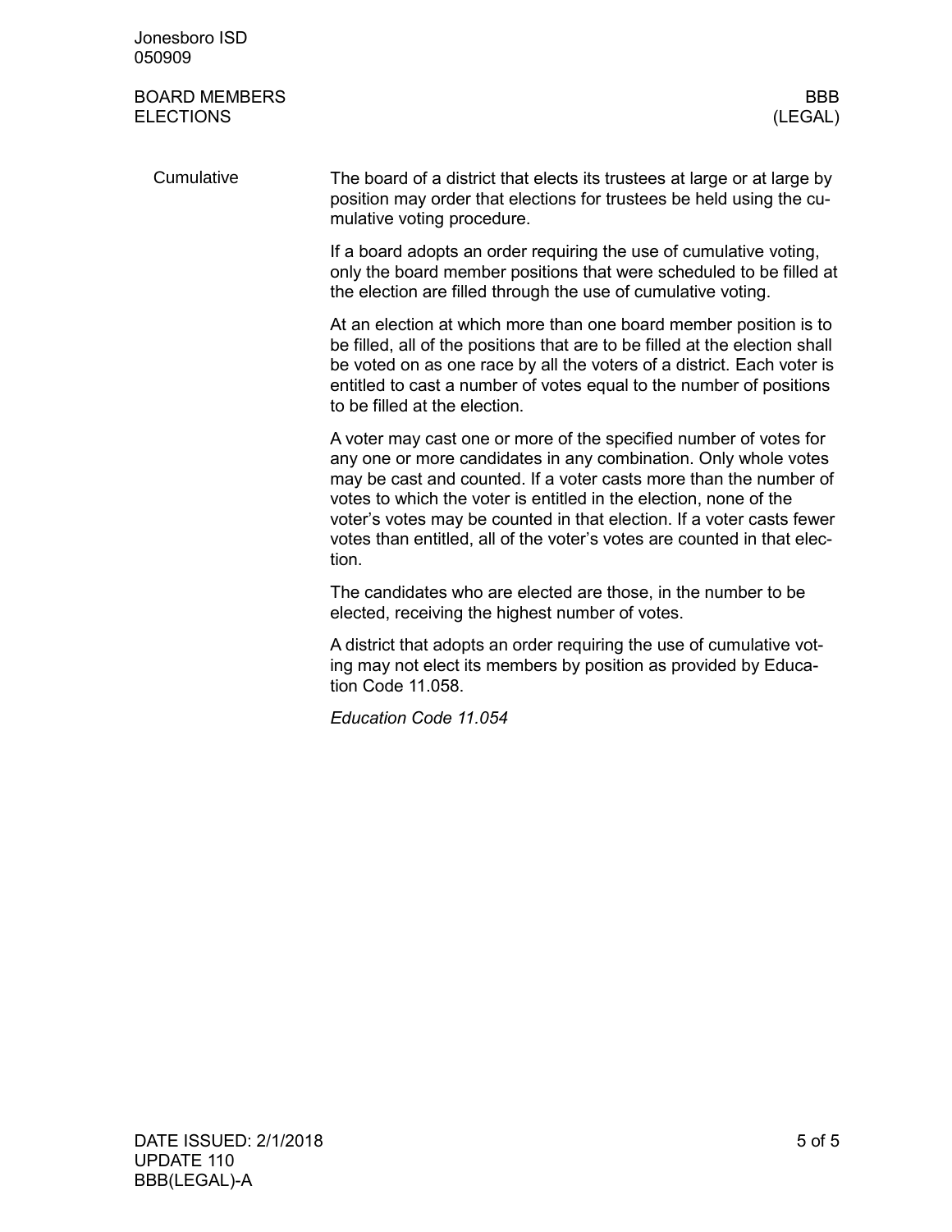## Cumulative

The board of a district that elects its trustees at large or at large by position may order that elections for trustees be held using the cumulative voting procedure.

If a board adopts an order requiring the use of cumulative voting, only the board member positions that were scheduled to be filled at the election are filled through the use of cumulative voting.

At an election at which more than one board member position is to be filled, all of the positions that are to be filled at the election shall be voted on as one race by all the voters of a district. Each voter is entitled to cast a number of votes equal to the number of positions to be filled at the election.

A voter may cast one or more of the specified number of votes for any one or more candidates in any combination. Only whole votes may be cast and counted. If a voter casts more than the number of votes to which the voter is entitled in the election, none of the voter's votes may be counted in that election. If a voter casts fewer votes than entitled, all of the voter's votes are counted in that election.

The candidates who are elected are those, in the number to be elected, receiving the highest number of votes.

A district that adopts an order requiring the use of cumulative voting may not elect its members by position as provided by Education Code 11.058.

*Education Code 11.054*